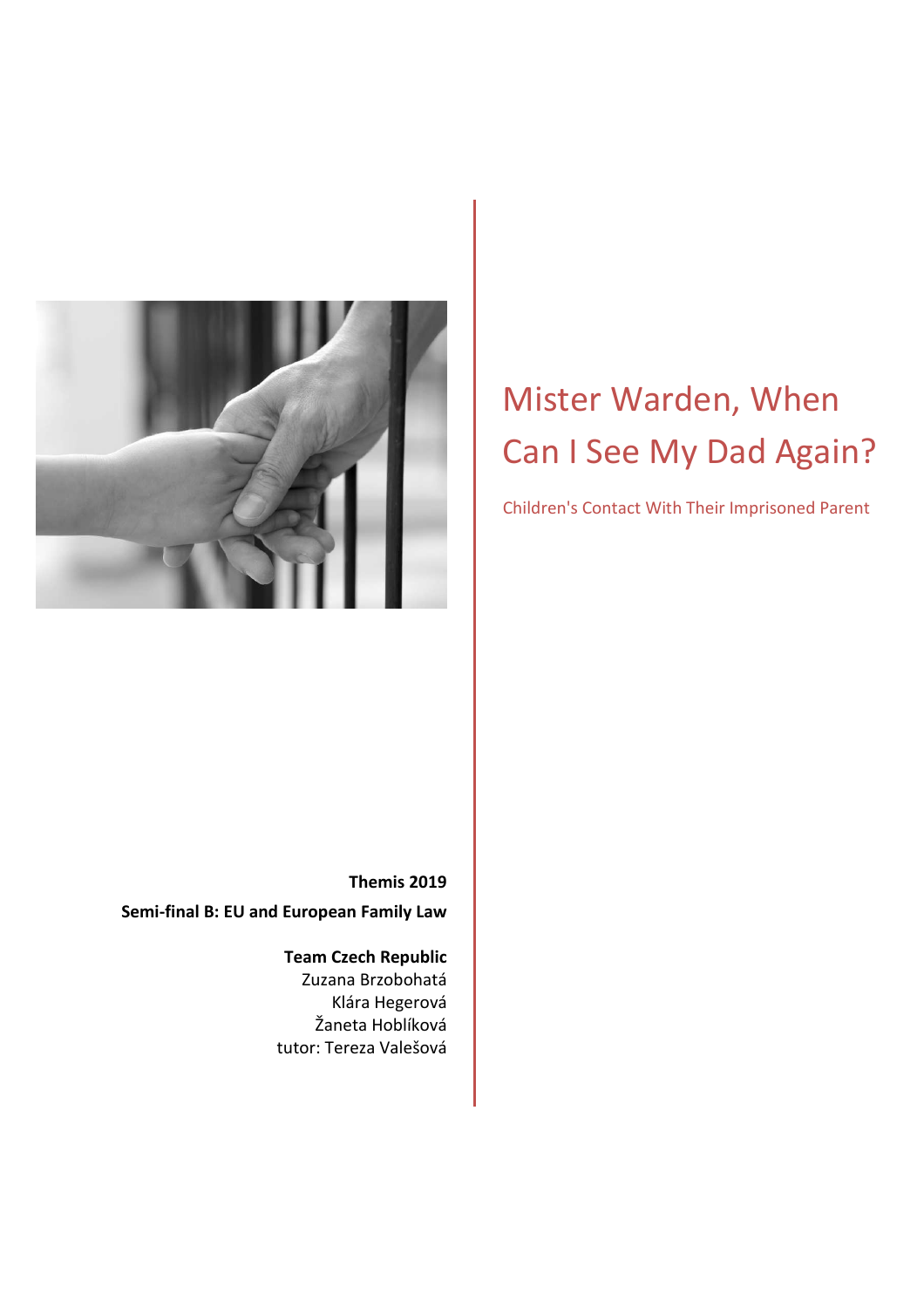# Mister Warden, When Can I See My Dad Again?

Children's Contact With Their Imprisoned Parent

**Themis 2019**

**Semi-final B: EU and European Family Law**

**Team Czech Republic**

Zuzana Brzobohatá

Klára Hegerová

Žaneta Hoblíková

tutor: Tereza Valešová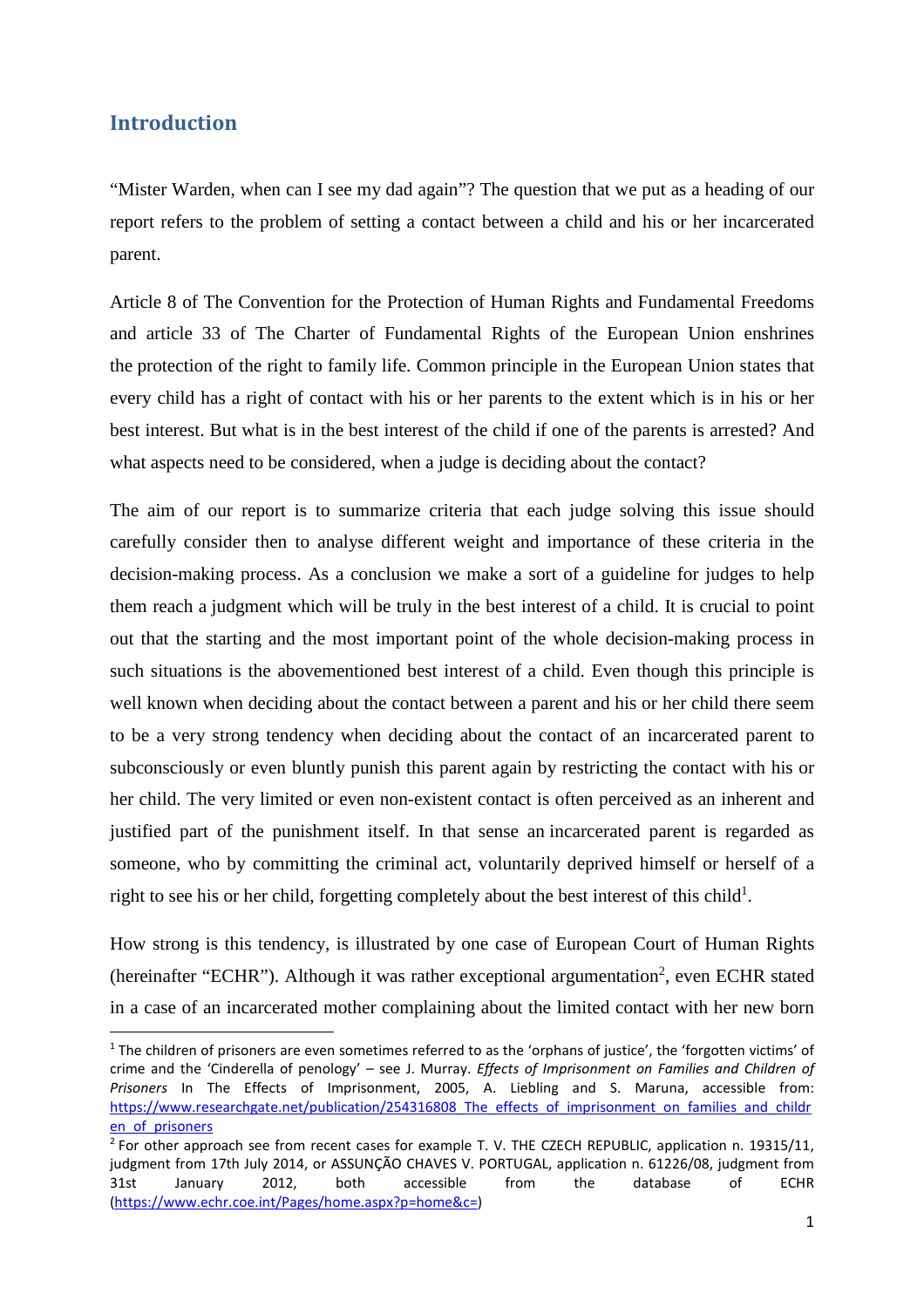## Introduction

"Mister Warden, when can I see my dad again"? The question that we put as a heading of our report refers to the problem of setting a contact between a child and his or her incarcerated parent.

Article 8 of The Convention for the Protection of Human Rights and Fundamental Freedoms and article 33 of The Charter of Fundamental Rights of the European Union enshrines the protection of the right to family life. Common principle in the European Union states that every child has a right of contact with his or her parents to the extent which is in his or her best interest. But what is in the best interest of the child if one of the parents is arrested? And what aspects need to be considered, when a judge is deciding about the contact?

The aim of our report is to summarize criteria that each judge solving this issue should carefully consider then to analyse different weight and importance of these criteria in the decision-making process. As a conclusion we make a sort of a guideline for judges to help them reach a judgment which will be truly in the best interest of a child. It is crucial to point out that the starting and the most important point of the whole decision-making process in such situations is the abovementioned best interest of a child. Even though this principle is well known when deciding about the contact between a parent and his or her child there seem to be a very strong tendency when deciding about the contact of an incarcerated parent to subconsciously or even bluntly punish this parent again by restricting the contact with his or her child. The very limited or even non-existent contact is often perceived as an inherent and justified part of the punishment itself. In that sense an incarcerated parent is regarded as someone, who by committing the criminal act, voluntarily deprived himself or herself of a right to see his or her child, forgetting completely about the best interest of this child[1].

How strong is this tendency, is illustrated by one case of European Court of Human Rights (hereinafter "ECHR"). Although it was rather exceptional argumentation[2], even ECHR stated in a case of an incarcerated mother complaining about the limited contact with her new born

---

[1] The children of prisoners are even sometimes referred to as the 'orphans of justice', the 'forgotten victims' of crime and the 'Cinderella of penology' – see J. Murray. *Effects of Imprisonment on Families and Children of Prisoners* In The Effects of Imprisonment, 2005, A. Liebling and S. Maruna, accessible from: https://www.researchgate.net/publication/254316808_The_effects_of_imprisonment_on_families_and_children_of_prisoners

[2] For other approach see from recent cases for example T. V. THE CZECH REPUBLIC, application n. 19315/11, judgment from 17th July 2014, or ASSUNÇÃO CHAVES V. PORTUGAL, application n. 61226/08, judgment from 31st January 2012, both accessible from the database of ECHR (https://www.echr.coe.int/Pages/home.aspx?p=home&c=)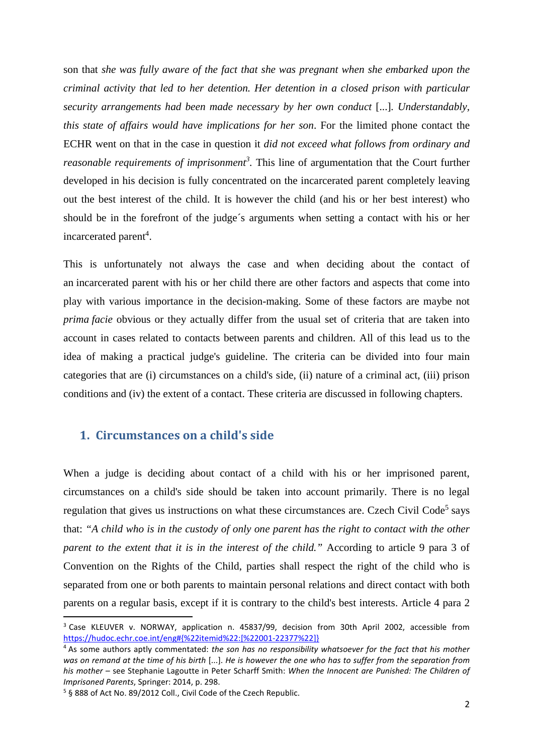son that *she was fully aware of the fact that she was pregnant when she embarked upon the criminal activity that led to her detention. Her detention in a closed prison with particular security arrangements had been made necessary by her own conduct* [...]. *Understandably, this state of affairs would have implications for her son*. For the limited phone contact the ECHR went on that in the case in question it *did not exceed what follows from ordinary and reasonable requirements of imprisonment*[3]. This line of argumentation that the Court further developed in his decision is fully concentrated on the incarcerated parent completely leaving out the best interest of the child. It is however the child (and his or her best interest) who should be in the forefront of the judge´s arguments when setting a contact with his or her incarcerated parent[4].

This is unfortunately not always the case and when deciding about the contact of an incarcerated parent with his or her child there are other factors and aspects that come into play with various importance in the decision-making. Some of these factors are maybe not *prima facie* obvious or they actually differ from the usual set of criteria that are taken into account in cases related to contacts between parents and children. All of this lead us to the idea of making a practical judge's guideline. The criteria can be divided into four main categories that are (i) circumstances on a child's side, (ii) nature of a criminal act, (iii) prison conditions and (iv) the extent of a contact. These criteria are discussed in following chapters.

## 1. Circumstances on a child's side

When a judge is deciding about contact of a child with his or her imprisoned parent, circumstances on a child's side should be taken into account primarily. There is no legal regulation that gives us instructions on what these circumstances are. Czech Civil Code[5] says that: *"A child who is in the custody of only one parent has the right to contact with the other parent to the extent that it is in the interest of the child."* According to article 9 para 3 of Convention on the Rights of the Child, parties shall respect the right of the child who is separated from one or both parents to maintain personal relations and direct contact with both parents on a regular basis, except if it is contrary to the child's best interests. Article 4 para 2

---

[3] Case KLEUVER v. NORWAY, application n. 45837/99, decision from 30th April 2002, accessible from https://hudoc.echr.coe.int/eng#{%22itemid%22:[%22001-22377%22]}

[4] As some authors aptly commentated: *the son has no responsibility whatsoever for the fact that his mother was on remand at the time of his birth* [...]. *He is however the one who has to suffer from the separation from his mother* – see Stephanie Lagoutte in Peter Scharff Smith: *When the Innocent are Punished: The Children of Imprisoned Parents*, Springer: 2014, p. 298.

[5] § 888 of Act No. 89/2012 Coll., Civil Code of the Czech Republic.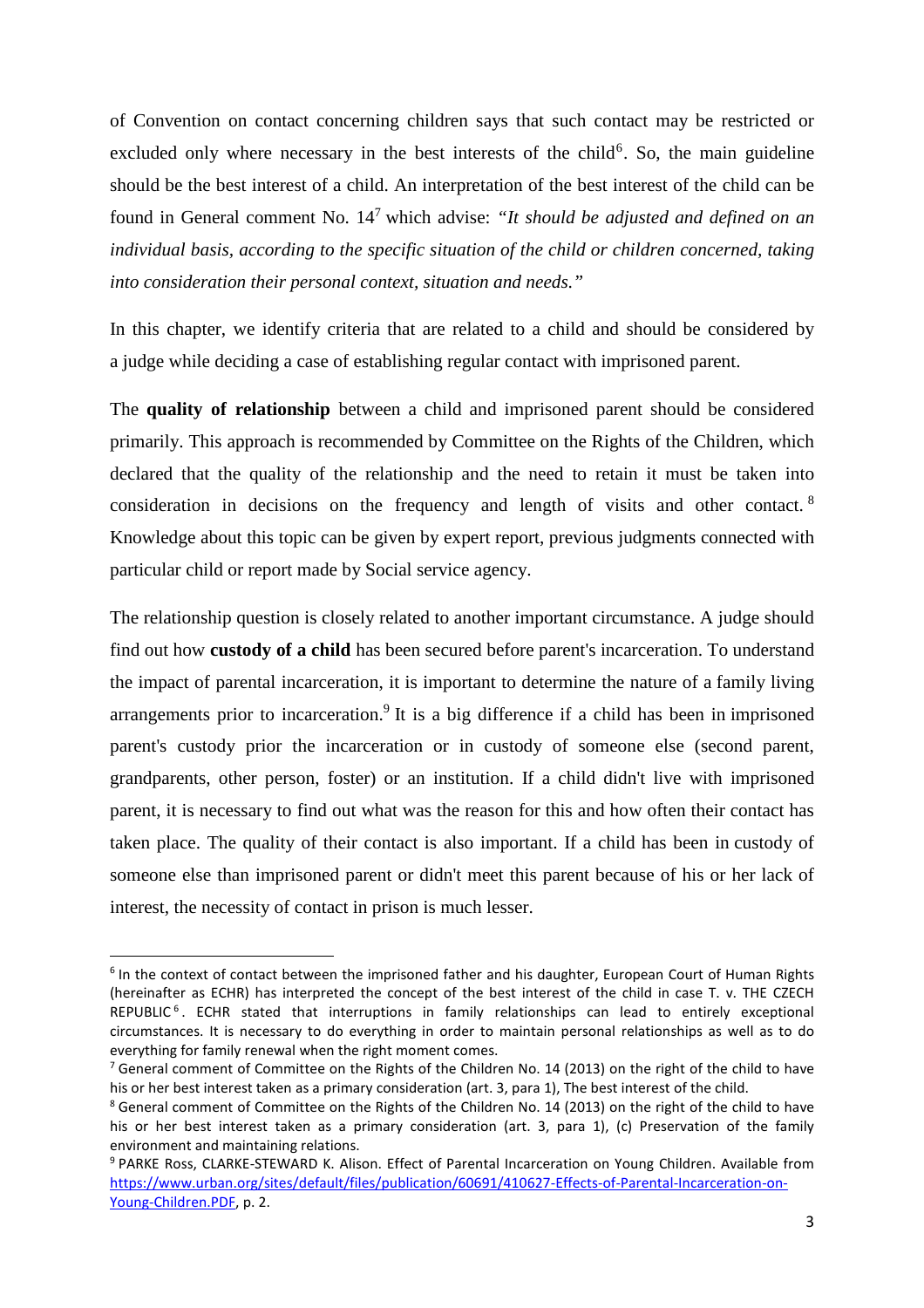of Convention on contact concerning children says that such contact may be restricted or excluded only where necessary in the best interests of the child[6]. So, the main guideline should be the best interest of a child. An interpretation of the best interest of the child can be found in General comment No. 14[7] which advise: "*It should be adjusted and defined on an individual basis, according to the specific situation of the child or children concerned, taking into consideration their personal context, situation and needs."*

In this chapter, we identify criteria that are related to a child and should be considered by a judge while deciding a case of establishing regular contact with imprisoned parent.

The **quality of relationship** between a child and imprisoned parent should be considered primarily. This approach is recommended by Committee on the Rights of the Children, which declared that the quality of the relationship and the need to retain it must be taken into consideration in decisions on the frequency and length of visits and other contact.[8] Knowledge about this topic can be given by expert report, previous judgments connected with particular child or report made by Social service agency.

The relationship question is closely related to another important circumstance. A judge should find out how **custody of a child** has been secured before parent's incarceration. To understand the impact of parental incarceration, it is important to determine the nature of a family living arrangements prior to incarceration.[9] It is a big difference if a child has been in imprisoned parent's custody prior the incarceration or in custody of someone else (second parent, grandparents, other person, foster) or an institution. If a child didn't live with imprisoned parent, it is necessary to find out what was the reason for this and how often their contact has taken place. The quality of their contact is also important. If a child has been in custody of someone else than imprisoned parent or didn't meet this parent because of his or her lack of interest, the necessity of contact in prison is much lesser.

---

[6] In the context of contact between the imprisoned father and his daughter, European Court of Human Rights (hereinafter as ECHR) has interpreted the concept of the best interest of the child in case T. v. THE CZECH REPUBLIC[6]. ECHR stated that interruptions in family relationships can lead to entirely exceptional circumstances. It is necessary to do everything in order to maintain personal relationships as well as to do everything for family renewal when the right moment comes.

[7] General comment of Committee on the Rights of the Children No. 14 (2013) on the right of the child to have his or her best interest taken as a primary consideration (art. 3, para 1), The best interest of the child.

[8] General comment of Committee on the Rights of the Children No. 14 (2013) on the right of the child to have his or her best interest taken as a primary consideration (art. 3, para 1), (c) Preservation of the family environment and maintaining relations.

[9] PARKE Ross, CLARKE-STEWARD K. Alison. Effect of Parental Incarceration on Young Children. Available from https://www.urban.org/sites/default/files/publication/60691/410627-Effects-of-Parental-Incarceration-on-Young-Children.PDF, p. 2.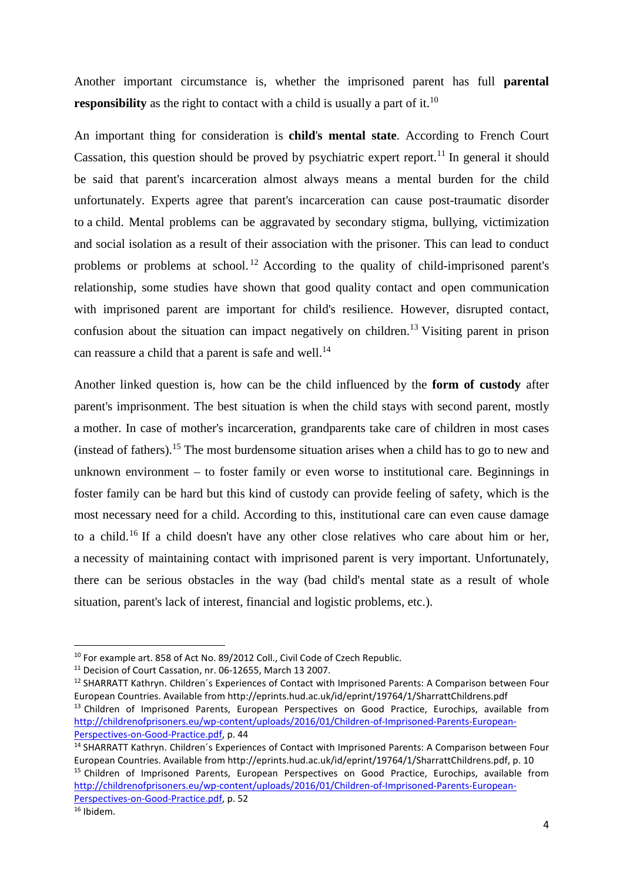Another important circumstance is, whether the imprisoned parent has full **parental responsibility** as the right to contact with a child is usually a part of it.[10]

An important thing for consideration is **child's mental state**. According to French Court Cassation, this question should be proved by psychiatric expert report.[11] In general it should be said that parent's incarceration almost always means a mental burden for the child unfortunately. Experts agree that parent's incarceration can cause post-traumatic disorder to a child. Mental problems can be aggravated by secondary stigma, bullying, victimization and social isolation as a result of their association with the prisoner. This can lead to conduct problems or problems at school.[12] According to the quality of child-imprisoned parent's relationship, some studies have shown that good quality contact and open communication with imprisoned parent are important for child's resilience. However, disrupted contact, confusion about the situation can impact negatively on children.[13] Visiting parent in prison can reassure a child that a parent is safe and well.[14]

Another linked question is, how can be the child influenced by the **form of custody** after parent's imprisonment. The best situation is when the child stays with second parent, mostly a mother. In case of mother's incarceration, grandparents take care of children in most cases (instead of fathers).[15] The most burdensome situation arises when a child has to go to new and unknown environment – to foster family or even worse to institutional care. Beginnings in foster family can be hard but this kind of custody can provide feeling of safety, which is the most necessary need for a child. According to this, institutional care can even cause damage to a child.[16] If a child doesn't have any other close relatives who care about him or her, a necessity of maintaining contact with imprisoned parent is very important. Unfortunately, there can be serious obstacles in the way (bad child's mental state as a result of whole situation, parent's lack of interest, financial and logistic problems, etc.).

---

[10] For example art. 858 of Act No. 89/2012 Coll., Civil Code of Czech Republic.

[11] Decision of Court Cassation, nr. 06-12655, March 13 2007.

[12] SHARRATT Kathryn. Children´s Experiences of Contact with Imprisoned Parents: A Comparison between Four European Countries. Available from http://eprints.hud.ac.uk/id/eprint/19764/1/SharrattChildrens.pdf

[13] Children of Imprisoned Parents, European Perspectives on Good Practice, Eurochips, available from http://childrenofprisoners.eu/wp-content/uploads/2016/01/Children-of-Imprisoned-Parents-European-Perspectives-on-Good-Practice.pdf, p. 44

[14] SHARRATT Kathryn. Children´s Experiences of Contact with Imprisoned Parents: A Comparison between Four European Countries. Available from http://eprints.hud.ac.uk/id/eprint/19764/1/SharrattChildrens.pdf, p. 10

[15] Children of Imprisoned Parents, European Perspectives on Good Practice, Eurochips, available from http://childrenofprisoners.eu/wp-content/uploads/2016/01/Children-of-Imprisoned-Parents-European-Perspectives-on-Good-Practice.pdf, p. 52

[16] Ibidem.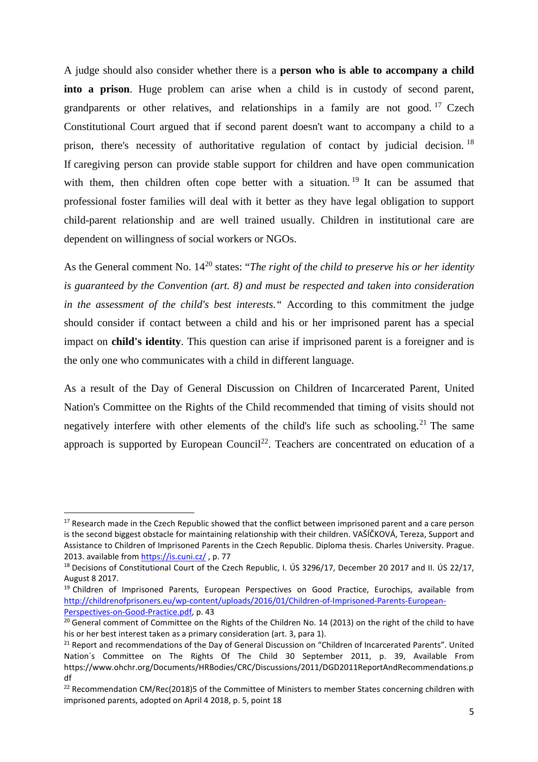A judge should also consider whether there is a **person who is able to accompany a child into a prison**. Huge problem can arise when a child is in custody of second parent, grandparents or other relatives, and relationships in a family are not good. [17] Czech Constitutional Court argued that if second parent doesn't want to accompany a child to a prison, there's necessity of authoritative regulation of contact by judicial decision. [18] If caregiving person can provide stable support for children and have open communication with them, then children often cope better with a situation. [19] It can be assumed that professional foster families will deal with it better as they have legal obligation to support child-parent relationship and are well trained usually. Children in institutional care are dependent on willingness of social workers or NGOs.

As the General comment No. 14[20] states: "*The right of the child to preserve his or her identity is guaranteed by the Convention (art. 8) and must be respected and taken into consideration in the assessment of the child's best interests.*" According to this commitment the judge should consider if contact between a child and his or her imprisoned parent has a special impact on **child's identity**. This question can arise if imprisoned parent is a foreigner and is the only one who communicates with a child in different language.

As a result of the Day of General Discussion on Children of Incarcerated Parent, United Nation's Committee on the Rights of the Child recommended that timing of visits should not negatively interfere with other elements of the child's life such as schooling. [21] The same approach is supported by European Council[22]. Teachers are concentrated on education of a

---

[17] Research made in the Czech Republic showed that the conflict between imprisoned parent and a care person is the second biggest obstacle for maintaining relationship with their children. VAŠÍČKOVÁ, Tereza, Support and Assistance to Children of Imprisoned Parents in the Czech Republic. Diploma thesis. Charles University. Prague. 2013. available from https://is.cuni.cz/ , p. 77

[18] Decisions of Constitutional Court of the Czech Republic, I. ÚS 3296/17, December 20 2017 and II. ÚS 22/17, August 8 2017.

[19] Children of Imprisoned Parents, European Perspectives on Good Practice, Eurochips, available from http://childrenofprisoners.eu/wp-content/uploads/2016/01/Children-of-Imprisoned-Parents-European-Perspectives-on-Good-Practice.pdf, p. 43

[20] General comment of Committee on the Rights of the Children No. 14 (2013) on the right of the child to have his or her best interest taken as a primary consideration (art. 3, para 1).

[21] Report and recommendations of the Day of General Discussion on "Children of Incarcerated Parents". United Nation´s Committee on The Rights Of The Child 30 September 2011, p. 39, Available From https://www.ohchr.org/Documents/HRBodies/CRC/Discussions/2011/DGD2011ReportAndRecommendations.pdf

[22] Recommendation CM/Rec(2018)5 of the Committee of Ministers to member States concerning children with imprisoned parents, adopted on April 4 2018, p. 5, point 18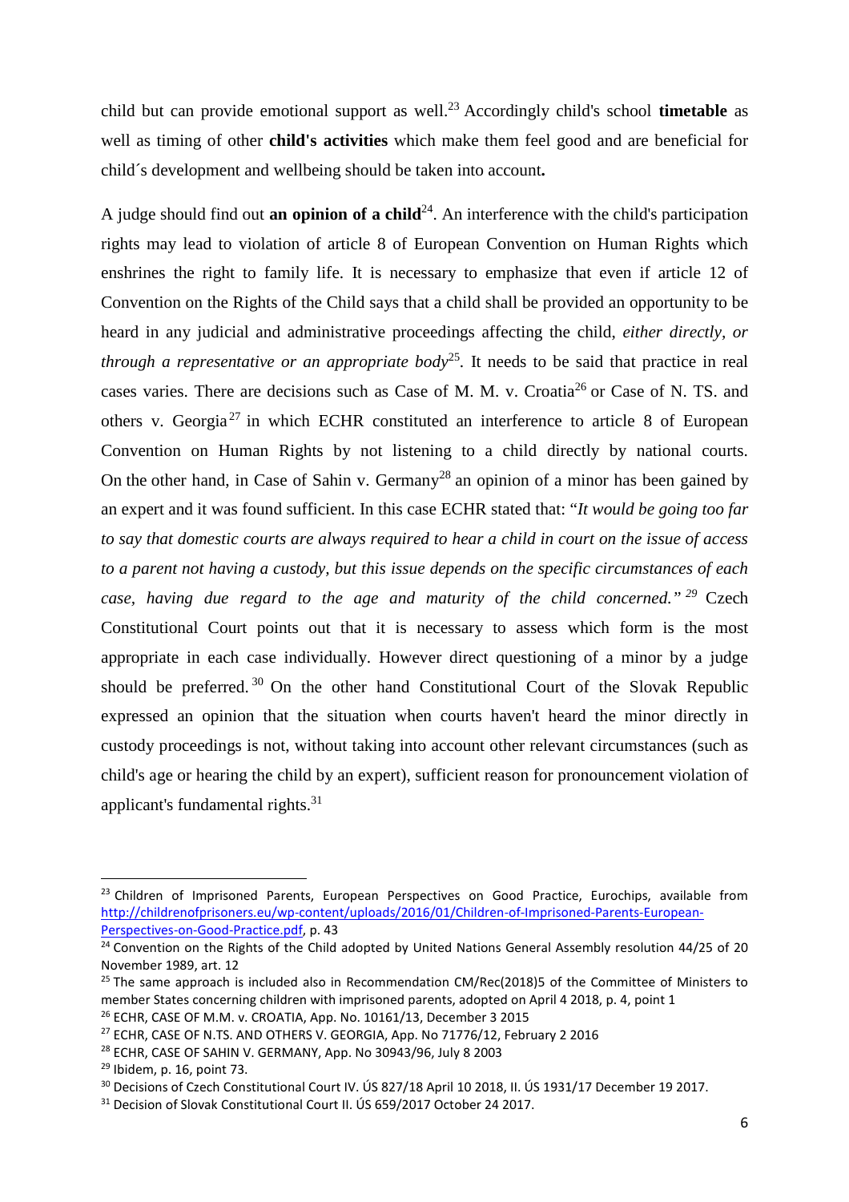child but can provide emotional support as well.[23] Accordingly child's school **timetable** as well as timing of other **child's activities** which make them feel good and are beneficial for child´s development and wellbeing should be taken into account**.**

A judge should find out **an opinion of a child**[24]. An interference with the child's participation rights may lead to violation of article 8 of European Convention on Human Rights which enshrines the right to family life. It is necessary to emphasize that even if article 12 of Convention on the Rights of the Child says that a child shall be provided an opportunity to be heard in any judicial and administrative proceedings affecting the child, *either directly, or through a representative or an appropriate body*[25]. It needs to be said that practice in real cases varies. There are decisions such as Case of M. M. v. Croatia[26] or Case of N. TS. and others v. Georgia[27] in which ECHR constituted an interference to article 8 of European Convention on Human Rights by not listening to a child directly by national courts. On the other hand, in Case of Sahin v. Germany[28] an opinion of a minor has been gained by an expert and it was found sufficient. In this case ECHR stated that: "*It would be going too far to say that domestic courts are always required to hear a child in court on the issue of access to a parent not having a custody, but this issue depends on the specific circumstances of each case, having due regard to the age and maturity of the child concerned.*"[29] Czech Constitutional Court points out that it is necessary to assess which form is the most appropriate in each case individually. However direct questioning of a minor by a judge should be preferred.[30] On the other hand Constitutional Court of the Slovak Republic expressed an opinion that the situation when courts haven't heard the minor directly in custody proceedings is not, without taking into account other relevant circumstances (such as child's age or hearing the child by an expert), sufficient reason for pronouncement violation of applicant's fundamental rights.[31]

---

[23] Children of Imprisoned Parents, European Perspectives on Good Practice, Eurochips, available from http://childrenofprisoners.eu/wp-content/uploads/2016/01/Children-of-Imprisoned-Parents-European-Perspectives-on-Good-Practice.pdf, p. 43

[24] Convention on the Rights of the Child adopted by United Nations General Assembly resolution 44/25 of 20 November 1989, art. 12

[25] The same approach is included also in Recommendation CM/Rec(2018)5 of the Committee of Ministers to member States concerning children with imprisoned parents, adopted on April 4 2018, p. 4, point 1

[26] ECHR, CASE OF M.M. v. CROATIA, App. No. 10161/13, December 3 2015

[27] ECHR, CASE OF N.TS. AND OTHERS V. GEORGIA, App. No 71776/12, February 2 2016

[28] ECHR, CASE OF SAHIN V. GERMANY, App. No 30943/96, July 8 2003

[29] Ibidem, p. 16, point 73.

[30] Decisions of Czech Constitutional Court IV. ÚS 827/18 April 10 2018, II. ÚS 1931/17 December 19 2017.

[31] Decision of Slovak Constitutional Court II. ÚS 659/2017 October 24 2017.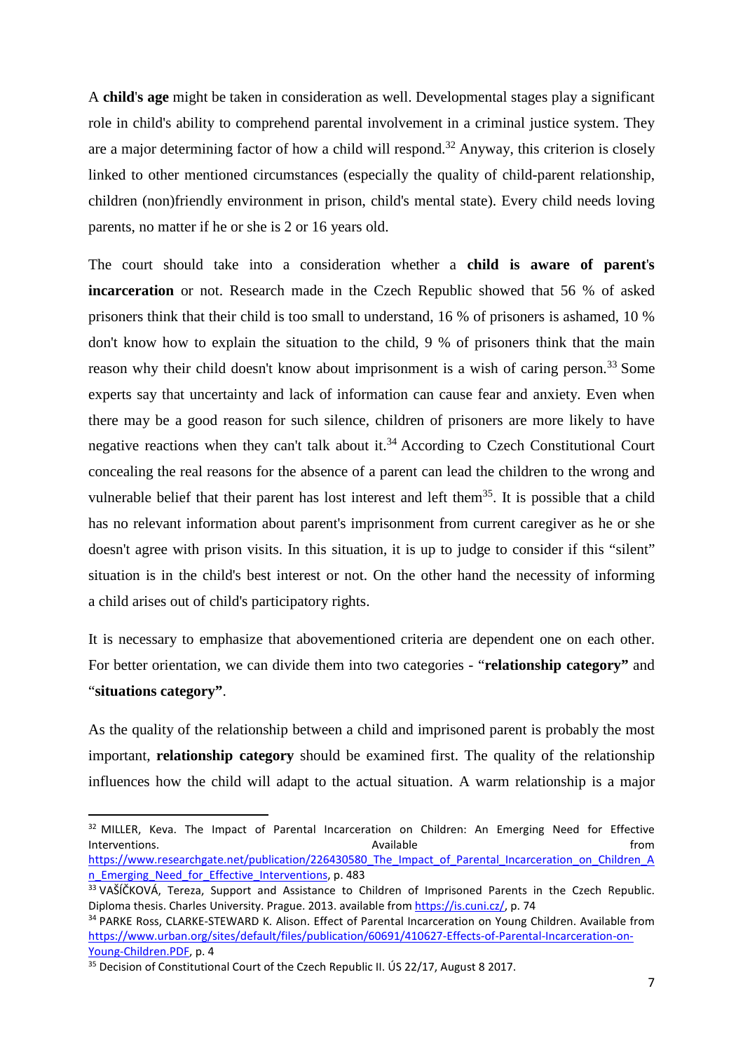A **child's age** might be taken in consideration as well. Developmental stages play a significant role in child's ability to comprehend parental involvement in a criminal justice system. They are a major determining factor of how a child will respond.[32] Anyway, this criterion is closely linked to other mentioned circumstances (especially the quality of child-parent relationship, children (non)friendly environment in prison, child's mental state). Every child needs loving parents, no matter if he or she is 2 or 16 years old.

The court should take into a consideration whether a **child is aware of parent's incarceration** or not. Research made in the Czech Republic showed that 56 % of asked prisoners think that their child is too small to understand, 16 % of prisoners is ashamed, 10 % don't know how to explain the situation to the child, 9 % of prisoners think that the main reason why their child doesn't know about imprisonment is a wish of caring person.[33] Some experts say that uncertainty and lack of information can cause fear and anxiety. Even when there may be a good reason for such silence, children of prisoners are more likely to have negative reactions when they can't talk about it.[34] According to Czech Constitutional Court concealing the real reasons for the absence of a parent can lead the children to the wrong and vulnerable belief that their parent has lost interest and left them[35]. It is possible that a child has no relevant information about parent's imprisonment from current caregiver as he or she doesn't agree with prison visits. In this situation, it is up to judge to consider if this "silent" situation is in the child's best interest or not. On the other hand the necessity of informing a child arises out of child's participatory rights.

It is necessary to emphasize that abovementioned criteria are dependent one on each other. For better orientation, we can divide them into two categories - "**relationship category"** and "**situations category"**.

As the quality of the relationship between a child and imprisoned parent is probably the most important, **relationship category** should be examined first. The quality of the relationship influences how the child will adapt to the actual situation. A warm relationship is a major

---

[32] MILLER, Keva. The Impact of Parental Incarceration on Children: An Emerging Need for Effective Interventions. Available from https://www.researchgate.net/publication/226430580_The_Impact_of_Parental_Incarceration_on_Children_An_Emerging_Need_for_Effective_Interventions, p. 483

[33] VAŠÍČKOVÁ, Tereza, Support and Assistance to Children of Imprisoned Parents in the Czech Republic. Diploma thesis. Charles University. Prague. 2013. available from https://is.cuni.cz/, p. 74

[34] PARKE Ross, CLARKE-STEWARD K. Alison. Effect of Parental Incarceration on Young Children. Available from https://www.urban.org/sites/default/files/publication/60691/410627-Effects-of-Parental-Incarceration-on-Young-Children.PDF, p. 4

[35] Decision of Constitutional Court of the Czech Republic II. ÚS 22/17, August 8 2017.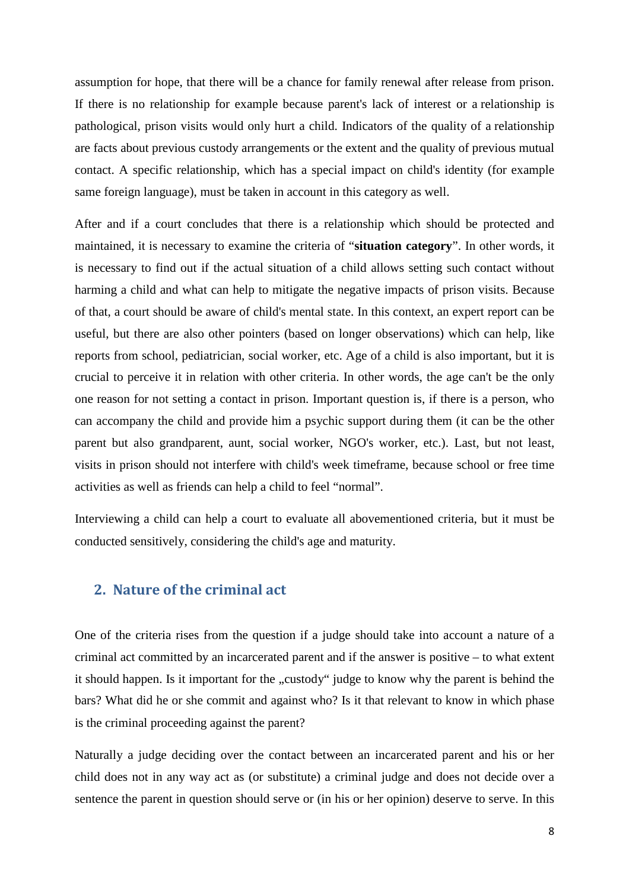assumption for hope, that there will be a chance for family renewal after release from prison. If there is no relationship for example because parent's lack of interest or a relationship is pathological, prison visits would only hurt a child. Indicators of the quality of a relationship are facts about previous custody arrangements or the extent and the quality of previous mutual contact. A specific relationship, which has a special impact on child's identity (for example same foreign language), must be taken in account in this category as well.

After and if a court concludes that there is a relationship which should be protected and maintained, it is necessary to examine the criteria of "**situation category**". In other words, it is necessary to find out if the actual situation of a child allows setting such contact without harming a child and what can help to mitigate the negative impacts of prison visits. Because of that, a court should be aware of child's mental state. In this context, an expert report can be useful, but there are also other pointers (based on longer observations) which can help, like reports from school, pediatrician, social worker, etc. Age of a child is also important, but it is crucial to perceive it in relation with other criteria. In other words, the age can't be the only one reason for not setting a contact in prison. Important question is, if there is a person, who can accompany the child and provide him a psychic support during them (it can be the other parent but also grandparent, aunt, social worker, NGO's worker, etc.). Last, but not least, visits in prison should not interfere with child's week timeframe, because school or free time activities as well as friends can help a child to feel "normal".

Interviewing a child can help a court to evaluate all abovementioned criteria, but it must be conducted sensitively, considering the child's age and maturity.

## 2. Nature of the criminal act

One of the criteria rises from the question if a judge should take into account a nature of a criminal act committed by an incarcerated parent and if the answer is positive – to what extent it should happen. Is it important for the „custody" judge to know why the parent is behind the bars? What did he or she commit and against who? Is it that relevant to know in which phase is the criminal proceeding against the parent?

Naturally a judge deciding over the contact between an incarcerated parent and his or her child does not in any way act as (or substitute) a criminal judge and does not decide over a sentence the parent in question should serve or (in his or her opinion) deserve to serve. In this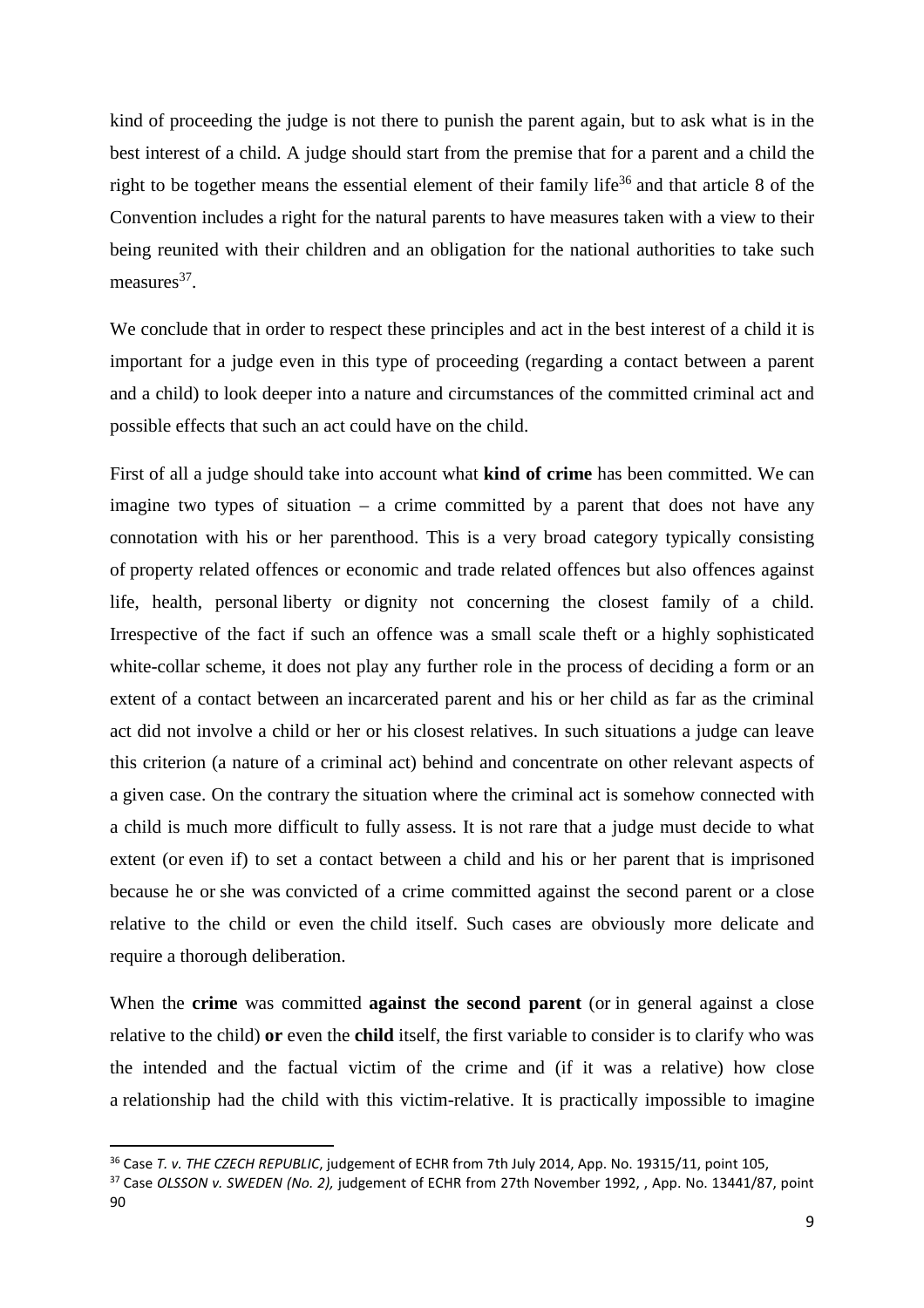kind of proceeding the judge is not there to punish the parent again, but to ask what is in the best interest of a child. A judge should start from the premise that for a parent and a child the right to be together means the essential element of their family life[36] and that article 8 of the Convention includes a right for the natural parents to have measures taken with a view to their being reunited with their children and an obligation for the national authorities to take such measures[37].

We conclude that in order to respect these principles and act in the best interest of a child it is important for a judge even in this type of proceeding (regarding a contact between a parent and a child) to look deeper into a nature and circumstances of the committed criminal act and possible effects that such an act could have on the child.

First of all a judge should take into account what **kind of crime** has been committed. We can imagine two types of situation – a crime committed by a parent that does not have any connotation with his or her parenthood. This is a very broad category typically consisting of property related offences or economic and trade related offences but also offences against life, health, personal liberty or dignity not concerning the closest family of a child. Irrespective of the fact if such an offence was a small scale theft or a highly sophisticated white-collar scheme, it does not play any further role in the process of deciding a form or an extent of a contact between an incarcerated parent and his or her child as far as the criminal act did not involve a child or her or his closest relatives. In such situations a judge can leave this criterion (a nature of a criminal act) behind and concentrate on other relevant aspects of a given case. On the contrary the situation where the criminal act is somehow connected with a child is much more difficult to fully assess. It is not rare that a judge must decide to what extent (or even if) to set a contact between a child and his or her parent that is imprisoned because he or she was convicted of a crime committed against the second parent or a close relative to the child or even the child itself. Such cases are obviously more delicate and require a thorough deliberation.

When the **crime** was committed **against the second parent** (or in general against a close relative to the child) **or** even the **child** itself, the first variable to consider is to clarify who was the intended and the factual victim of the crime and (if it was a relative) how close a relationship had the child with this victim-relative. It is practically impossible to imagine

---

[36] Case *T. v. THE CZECH REPUBLIC*, judgement of ECHR from 7th July 2014, App. No. 19315/11, point 105,

[37] Case *OLSSON v. SWEDEN (No. 2),* judgement of ECHR from 27th November 1992, , App. No. 13441/87, point 90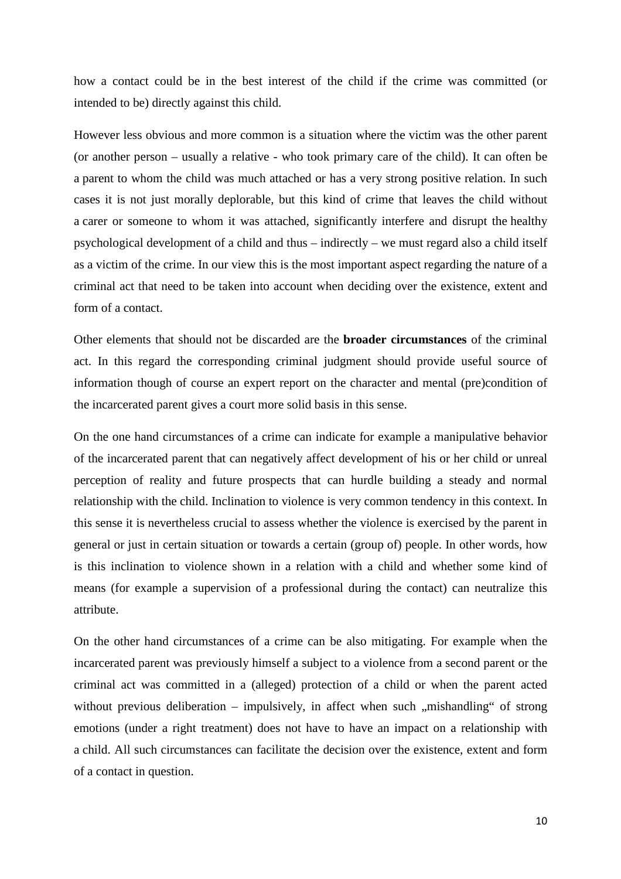how a contact could be in the best interest of the child if the crime was committed (or intended to be) directly against this child.

However less obvious and more common is a situation where the victim was the other parent (or another person – usually a relative - who took primary care of the child). It can often be a parent to whom the child was much attached or has a very strong positive relation. In such cases it is not just morally deplorable, but this kind of crime that leaves the child without a carer or someone to whom it was attached, significantly interfere and disrupt the healthy psychological development of a child and thus – indirectly – we must regard also a child itself as a victim of the crime. In our view this is the most important aspect regarding the nature of a criminal act that need to be taken into account when deciding over the existence, extent and form of a contact.

Other elements that should not be discarded are the **broader circumstances** of the criminal act. In this regard the corresponding criminal judgment should provide useful source of information though of course an expert report on the character and mental (pre)condition of the incarcerated parent gives a court more solid basis in this sense.

On the one hand circumstances of a crime can indicate for example a manipulative behavior of the incarcerated parent that can negatively affect development of his or her child or unreal perception of reality and future prospects that can hurdle building a steady and normal relationship with the child. Inclination to violence is very common tendency in this context. In this sense it is nevertheless crucial to assess whether the violence is exercised by the parent in general or just in certain situation or towards a certain (group of) people. In other words, how is this inclination to violence shown in a relation with a child and whether some kind of means (for example a supervision of a professional during the contact) can neutralize this attribute.

On the other hand circumstances of a crime can be also mitigating. For example when the incarcerated parent was previously himself a subject to a violence from a second parent or the criminal act was committed in a (alleged) protection of a child or when the parent acted without previous deliberation – impulsively, in affect when such „mishandling“ of strong emotions (under a right treatment) does not have to have an impact on a relationship with a child. All such circumstances can facilitate the decision over the existence, extent and form of a contact in question.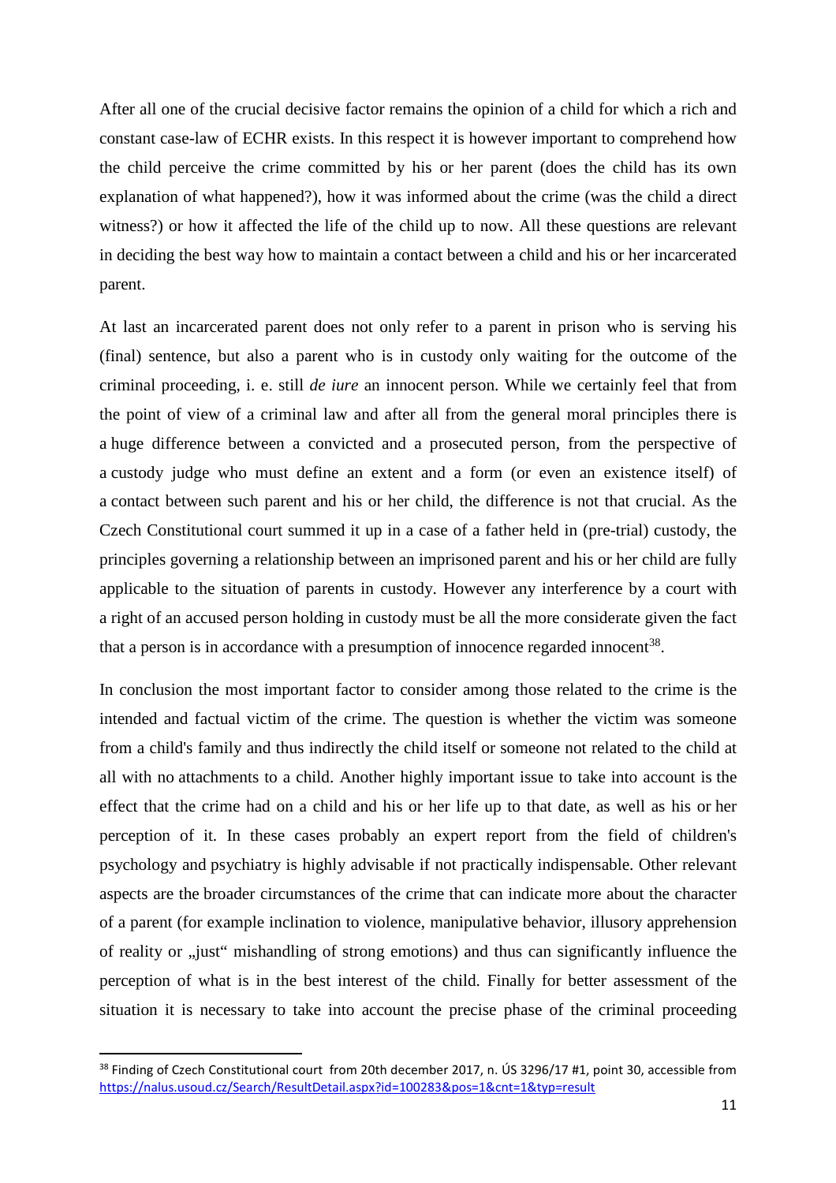After all one of the crucial decisive factor remains the opinion of a child for which a rich and constant case-law of ECHR exists. In this respect it is however important to comprehend how the child perceive the crime committed by his or her parent (does the child has its own explanation of what happened?), how it was informed about the crime (was the child a direct witness?) or how it affected the life of the child up to now. All these questions are relevant in deciding the best way how to maintain a contact between a child and his or her incarcerated parent.

At last an incarcerated parent does not only refer to a parent in prison who is serving his (final) sentence, but also a parent who is in custody only waiting for the outcome of the criminal proceeding, i. e. still *de iure* an innocent person. While we certainly feel that from the point of view of a criminal law and after all from the general moral principles there is a huge difference between a convicted and a prosecuted person, from the perspective of a custody judge who must define an extent and a form (or even an existence itself) of a contact between such parent and his or her child, the difference is not that crucial. As the Czech Constitutional court summed it up in a case of a father held in (pre-trial) custody, the principles governing a relationship between an imprisoned parent and his or her child are fully applicable to the situation of parents in custody. However any interference by a court with a right of an accused person holding in custody must be all the more considerate given the fact that a person is in accordance with a presumption of innocence regarded innocent[38].

In conclusion the most important factor to consider among those related to the crime is the intended and factual victim of the crime. The question is whether the victim was someone from a child's family and thus indirectly the child itself or someone not related to the child at all with no attachments to a child. Another highly important issue to take into account is the effect that the crime had on a child and his or her life up to that date, as well as his or her perception of it. In these cases probably an expert report from the field of children's psychology and psychiatry is highly advisable if not practically indispensable. Other relevant aspects are the broader circumstances of the crime that can indicate more about the character of a parent (for example inclination to violence, manipulative behavior, illusory apprehension of reality or „just“ mishandling of strong emotions) and thus can significantly influence the perception of what is in the best interest of the child. Finally for better assessment of the situation it is necessary to take into account the precise phase of the criminal proceeding

---

[38] Finding of Czech Constitutional court from 20th december 2017, n. ÚS 3296/17 #1, point 30, accessible from https://nalus.usoud.cz/Search/ResultDetail.aspx?id=100283&pos=1&cnt=1&typ=result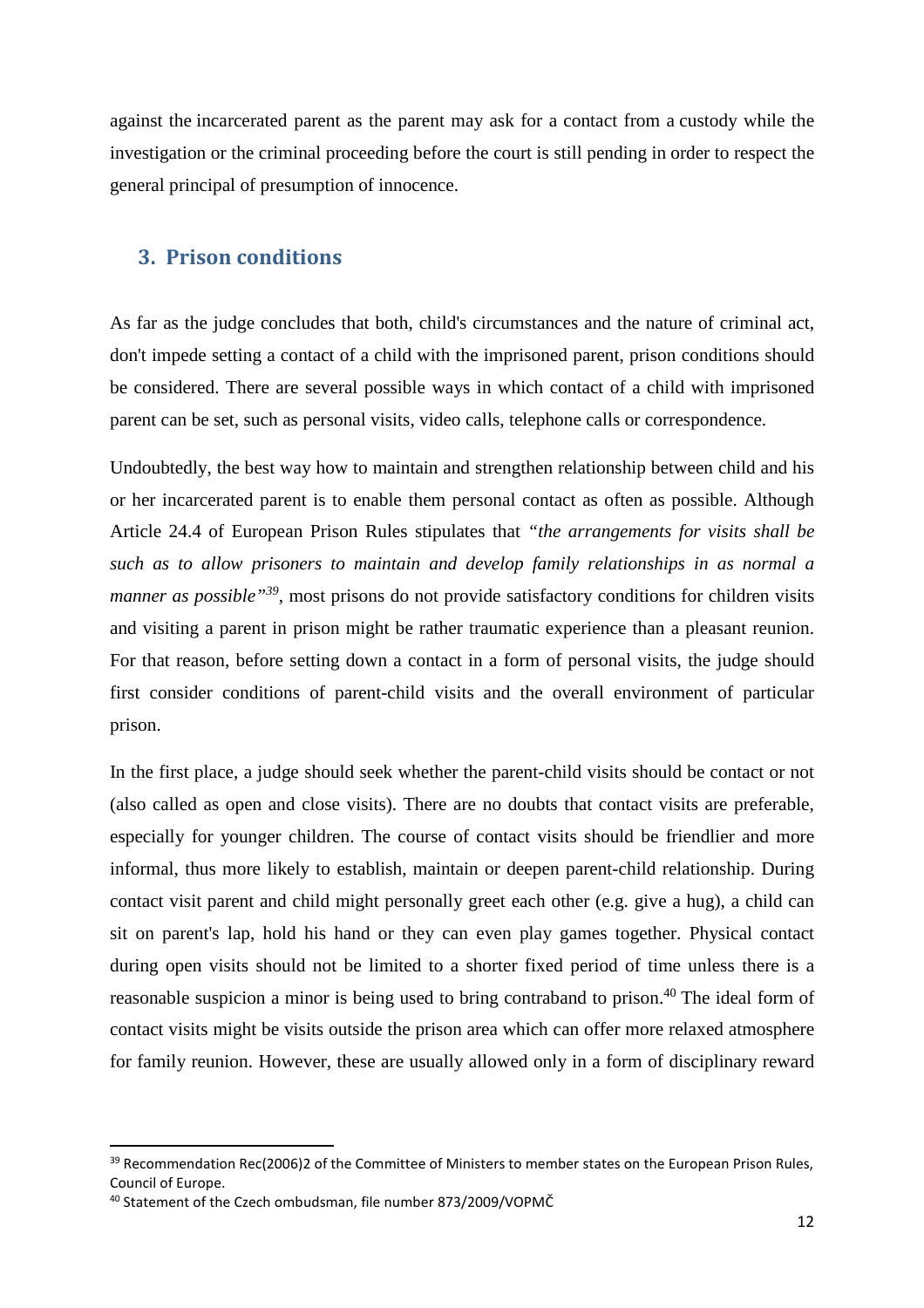against the incarcerated parent as the parent may ask for a contact from a custody while the investigation or the criminal proceeding before the court is still pending in order to respect the general principal of presumption of innocence.

## 3. Prison conditions

As far as the judge concludes that both, child's circumstances and the nature of criminal act, don't impede setting a contact of a child with the imprisoned parent, prison conditions should be considered. There are several possible ways in which contact of a child with imprisoned parent can be set, such as personal visits, video calls, telephone calls or correspondence.

Undoubtedly, the best way how to maintain and strengthen relationship between child and his or her incarcerated parent is to enable them personal contact as often as possible. Although Article 24.4 of European Prison Rules stipulates that *"the arrangements for visits shall be such as to allow prisoners to maintain and develop family relationships in as normal a manner as possible"*[39], most prisons do not provide satisfactory conditions for children visits and visiting a parent in prison might be rather traumatic experience than a pleasant reunion. For that reason, before setting down a contact in a form of personal visits, the judge should first consider conditions of parent-child visits and the overall environment of particular prison.

In the first place, a judge should seek whether the parent-child visits should be contact or not (also called as open and close visits). There are no doubts that contact visits are preferable, especially for younger children. The course of contact visits should be friendlier and more informal, thus more likely to establish, maintain or deepen parent-child relationship. During contact visit parent and child might personally greet each other (e.g. give a hug), a child can sit on parent's lap, hold his hand or they can even play games together. Physical contact during open visits should not be limited to a shorter fixed period of time unless there is a reasonable suspicion a minor is being used to bring contraband to prison.[40] The ideal form of contact visits might be visits outside the prison area which can offer more relaxed atmosphere for family reunion. However, these are usually allowed only in a form of disciplinary reward

---

[39] Recommendation Rec(2006)2 of the Committee of Ministers to member states on the European Prison Rules, Council of Europe.

[40] Statement of the Czech ombudsman, file number 873/2009/VOPMČ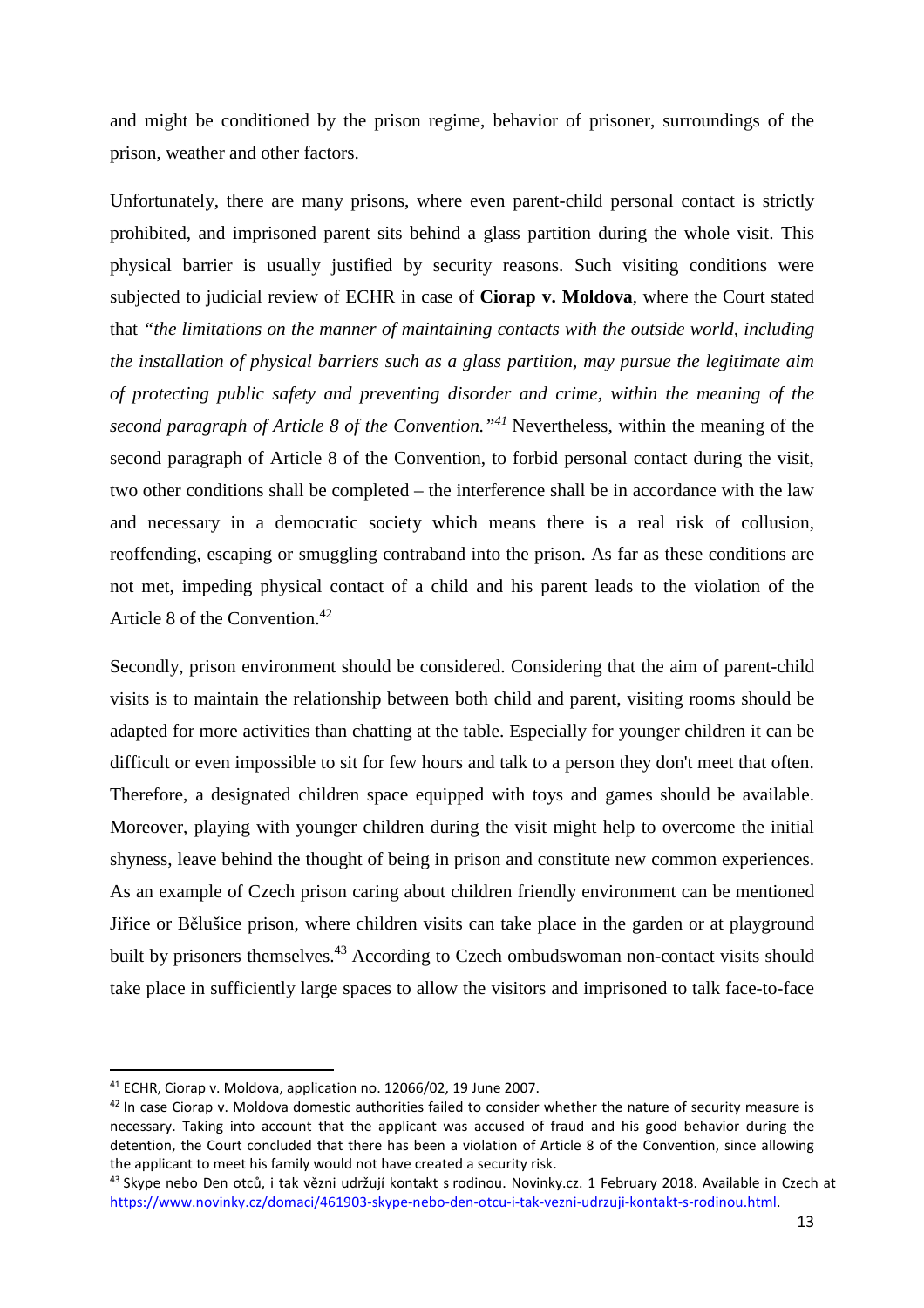and might be conditioned by the prison regime, behavior of prisoner, surroundings of the prison, weather and other factors.

Unfortunately, there are many prisons, where even parent-child personal contact is strictly prohibited, and imprisoned parent sits behind a glass partition during the whole visit. This physical barrier is usually justified by security reasons. Such visiting conditions were subjected to judicial review of ECHR in case of **Ciorap v. Moldova**, where the Court stated that *"the limitations on the manner of maintaining contacts with the outside world, including the installation of physical barriers such as a glass partition, may pursue the legitimate aim of protecting public safety and preventing disorder and crime, within the meaning of the second paragraph of Article 8 of the Convention."*[41] Nevertheless, within the meaning of the second paragraph of Article 8 of the Convention, to forbid personal contact during the visit, two other conditions shall be completed – the interference shall be in accordance with the law and necessary in a democratic society which means there is a real risk of collusion, reoffending, escaping or smuggling contraband into the prison. As far as these conditions are not met, impeding physical contact of a child and his parent leads to the violation of the Article 8 of the Convention.[42]

Secondly, prison environment should be considered. Considering that the aim of parent-child visits is to maintain the relationship between both child and parent, visiting rooms should be adapted for more activities than chatting at the table. Especially for younger children it can be difficult or even impossible to sit for few hours and talk to a person they don't meet that often. Therefore, a designated children space equipped with toys and games should be available. Moreover, playing with younger children during the visit might help to overcome the initial shyness, leave behind the thought of being in prison and constitute new common experiences. As an example of Czech prison caring about children friendly environment can be mentioned Jiřice or Bělušice prison, where children visits can take place in the garden or at playground built by prisoners themselves.[43] According to Czech ombudswoman non-contact visits should take place in sufficiently large spaces to allow the visitors and imprisoned to talk face-to-face

---

[41] ECHR, Ciorap v. Moldova, application no. 12066/02, 19 June 2007.

[42] In case Ciorap v. Moldova domestic authorities failed to consider whether the nature of security measure is necessary. Taking into account that the applicant was accused of fraud and his good behavior during the detention, the Court concluded that there has been a violation of Article 8 of the Convention, since allowing the applicant to meet his family would not have created a security risk.

[43] Skype nebo Den otců, i tak vězni udržují kontakt s rodinou. Novinky.cz. 1 February 2018. Available in Czech at https://www.novinky.cz/domaci/461903-skype-nebo-den-otcu-i-tak-vezni-udrzuji-kontakt-s-rodinou.html.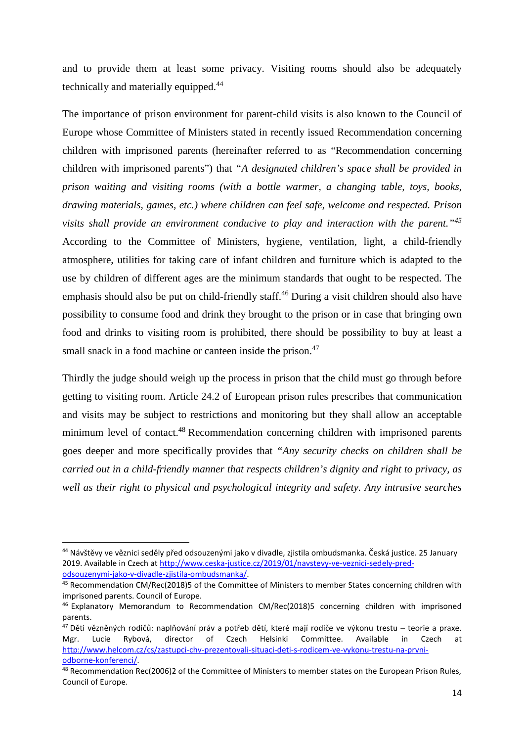and to provide them at least some privacy. Visiting rooms should also be adequately technically and materially equipped.[44]

The importance of prison environment for parent-child visits is also known to the Council of Europe whose Committee of Ministers stated in recently issued Recommendation concerning children with imprisoned parents (hereinafter referred to as "Recommendation concerning children with imprisoned parents") that *"A designated children's space shall be provided in prison waiting and visiting rooms (with a bottle warmer, a changing table, toys, books, drawing materials, games, etc.) where children can feel safe, welcome and respected. Prison visits shall provide an environment conducive to play and interaction with the parent."*[45] According to the Committee of Ministers, hygiene, ventilation, light, a child-friendly atmosphere, utilities for taking care of infant children and furniture which is adapted to the use by children of different ages are the minimum standards that ought to be respected. The emphasis should also be put on child-friendly staff.[46] During a visit children should also have possibility to consume food and drink they brought to the prison or in case that bringing own food and drinks to visiting room is prohibited, there should be possibility to buy at least a small snack in a food machine or canteen inside the prison.[47]

Thirdly the judge should weigh up the process in prison that the child must go through before getting to visiting room. Article 24.2 of European prison rules prescribes that communication and visits may be subject to restrictions and monitoring but they shall allow an acceptable minimum level of contact.[48] Recommendation concerning children with imprisoned parents goes deeper and more specifically provides that *"Any security checks on children shall be carried out in a child-friendly manner that respects children's dignity and right to privacy, as well as their right to physical and psychological integrity and safety. Any intrusive searches*

---

[44] Návštěvy ve věznici seděly před odsouzenými jako v divadle, zjistila ombudsmanka. Česká justice. 25 January 2019. Available in Czech at http://www.ceska-justice.cz/2019/01/navstevy-ve-veznici-sedely-pred-odsouzenymi-jako-v-divadle-zjistila-ombudsmanka/.

[45] Recommendation CM/Rec(2018)5 of the Committee of Ministers to member States concerning children with imprisoned parents. Council of Europe.

[46] Explanatory Memorandum to Recommendation CM/Rec(2018)5 concerning children with imprisoned parents.

[47] Děti vězněných rodičů: naplňování práv a potřeb dětí, které mají rodiče ve výkonu trestu – teorie a praxe. Mgr. Lucie Rybová, director of Czech Helsinki Committee. Available in Czech at http://www.helcom.cz/cs/zastupci-chv-prezentovali-situaci-deti-s-rodicem-ve-vykonu-trestu-na-prvni-odborne-konferenci/.

[48] Recommendation Rec(2006)2 of the Committee of Ministers to member states on the European Prison Rules, Council of Europe.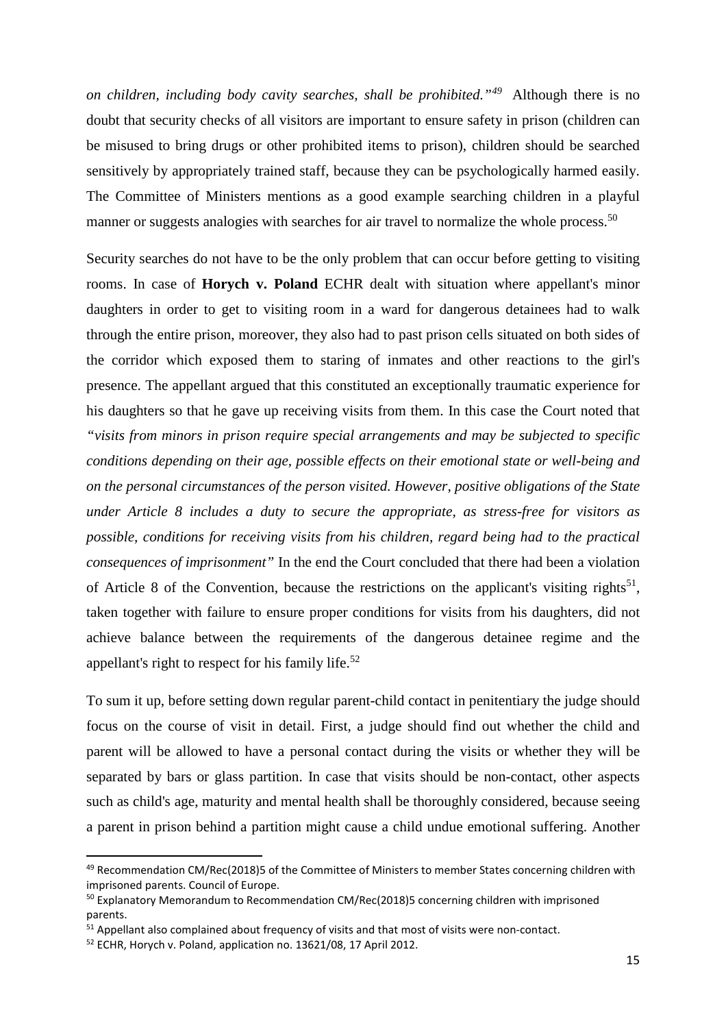*on children, including body cavity searches, shall be prohibited."*[49] Although there is no doubt that security checks of all visitors are important to ensure safety in prison (children can be misused to bring drugs or other prohibited items to prison), children should be searched sensitively by appropriately trained staff, because they can be psychologically harmed easily. The Committee of Ministers mentions as a good example searching children in a playful manner or suggests analogies with searches for air travel to normalize the whole process.[50]

Security searches do not have to be the only problem that can occur before getting to visiting rooms. In case of **Horych v. Poland** ECHR dealt with situation where appellant's minor daughters in order to get to visiting room in a ward for dangerous detainees had to walk through the entire prison, moreover, they also had to past prison cells situated on both sides of the corridor which exposed them to staring of inmates and other reactions to the girl's presence. The appellant argued that this constituted an exceptionally traumatic experience for his daughters so that he gave up receiving visits from them. In this case the Court noted that *"visits from minors in prison require special arrangements and may be subjected to specific conditions depending on their age, possible effects on their emotional state or well-being and on the personal circumstances of the person visited. However, positive obligations of the State under Article 8 includes a duty to secure the appropriate, as stress-free for visitors as possible, conditions for receiving visits from his children, regard being had to the practical consequences of imprisonment"* In the end the Court concluded that there had been a violation of Article 8 of the Convention, because the restrictions on the applicant's visiting rights[51], taken together with failure to ensure proper conditions for visits from his daughters, did not achieve balance between the requirements of the dangerous detainee regime and the appellant's right to respect for his family life.[52]

To sum it up, before setting down regular parent-child contact in penitentiary the judge should focus on the course of visit in detail. First, a judge should find out whether the child and parent will be allowed to have a personal contact during the visits or whether they will be separated by bars or glass partition. In case that visits should be non-contact, other aspects such as child's age, maturity and mental health shall be thoroughly considered, because seeing a parent in prison behind a partition might cause a child undue emotional suffering. Another

---

[49] Recommendation CM/Rec(2018)5 of the Committee of Ministers to member States concerning children with imprisoned parents. Council of Europe.

[50] Explanatory Memorandum to Recommendation CM/Rec(2018)5 concerning children with imprisoned parents.

[51] Appellant also complained about frequency of visits and that most of visits were non-contact.

[52] ECHR, Horych v. Poland, application no. 13621/08, 17 April 2012.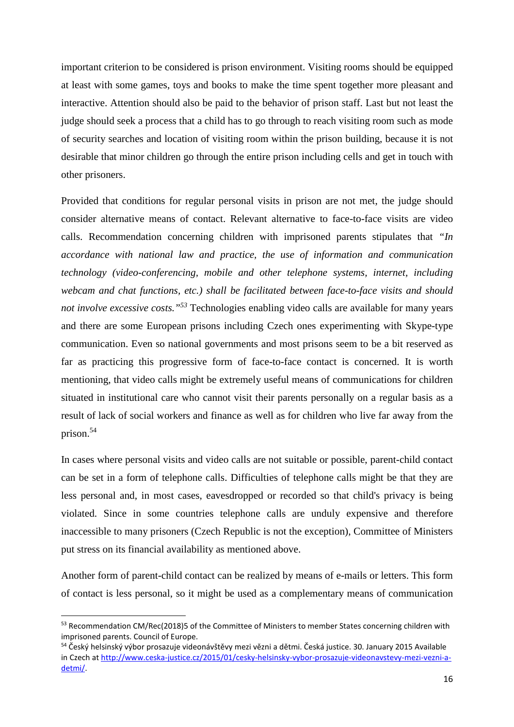important criterion to be considered is prison environment. Visiting rooms should be equipped at least with some games, toys and books to make the time spent together more pleasant and interactive. Attention should also be paid to the behavior of prison staff. Last but not least the judge should seek a process that a child has to go through to reach visiting room such as mode of security searches and location of visiting room within the prison building, because it is not desirable that minor children go through the entire prison including cells and get in touch with other prisoners.

Provided that conditions for regular personal visits in prison are not met, the judge should consider alternative means of contact. Relevant alternative to face-to-face visits are video calls. Recommendation concerning children with imprisoned parents stipulates that *"In accordance with national law and practice, the use of information and communication technology (video-conferencing, mobile and other telephone systems, internet, including webcam and chat functions, etc.) shall be facilitated between face-to-face visits and should not involve excessive costs."*[53] Technologies enabling video calls are available for many years and there are some European prisons including Czech ones experimenting with Skype-type communication. Even so national governments and most prisons seem to be a bit reserved as far as practicing this progressive form of face-to-face contact is concerned. It is worth mentioning, that video calls might be extremely useful means of communications for children situated in institutional care who cannot visit their parents personally on a regular basis as a result of lack of social workers and finance as well as for children who live far away from the prison.[54]

In cases where personal visits and video calls are not suitable or possible, parent-child contact can be set in a form of telephone calls. Difficulties of telephone calls might be that they are less personal and, in most cases, eavesdropped or recorded so that child's privacy is being violated. Since in some countries telephone calls are unduly expensive and therefore inaccessible to many prisoners (Czech Republic is not the exception), Committee of Ministers put stress on its financial availability as mentioned above.

Another form of parent-child contact can be realized by means of e-mails or letters. This form of contact is less personal, so it might be used as a complementary means of communication

---

[53] Recommendation CM/Rec(2018)5 of the Committee of Ministers to member States concerning children with imprisoned parents. Council of Europe.

[54] Český helsinský výbor prosazuje videonávštěvy mezi vězni a dětmi. Česká justice. 30. January 2015 Available in Czech at http://www.ceska-justice.cz/2015/01/cesky-helsinsky-vybor-prosazuje-videonavstevy-mezi-vezni-a-detmi/.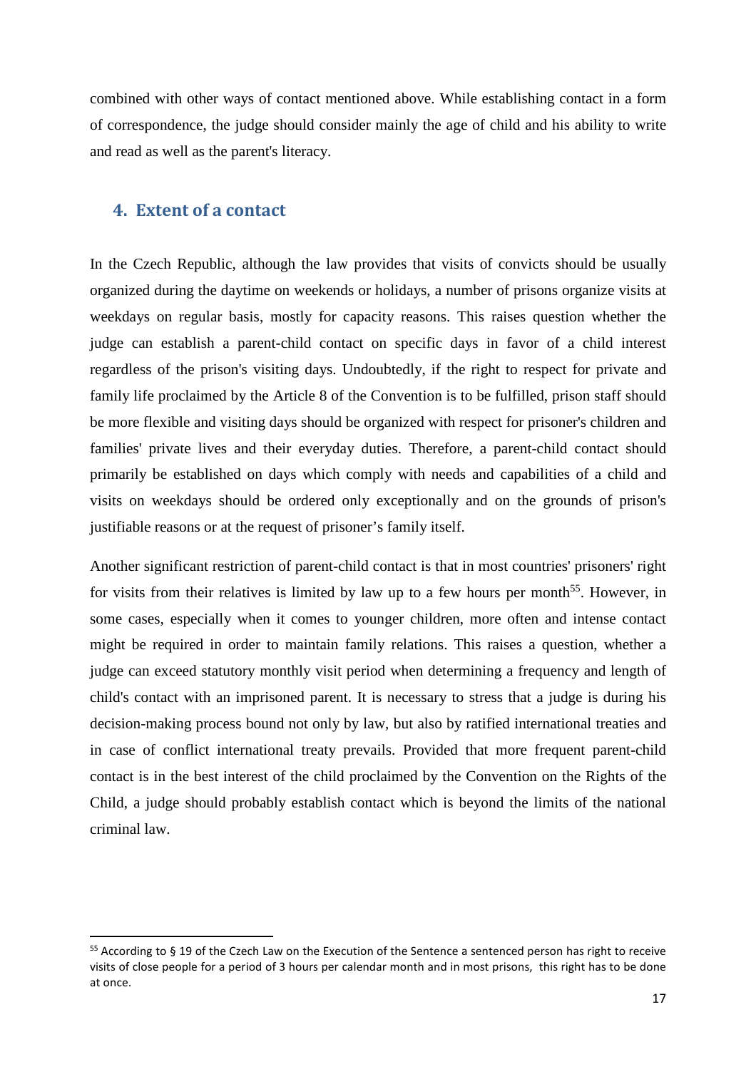combined with other ways of contact mentioned above. While establishing contact in a form of correspondence, the judge should consider mainly the age of child and his ability to write and read as well as the parent's literacy.

## 4. Extent of a contact

In the Czech Republic, although the law provides that visits of convicts should be usually organized during the daytime on weekends or holidays, a number of prisons organize visits at weekdays on regular basis, mostly for capacity reasons. This raises question whether the judge can establish a parent-child contact on specific days in favor of a child interest regardless of the prison's visiting days. Undoubtedly, if the right to respect for private and family life proclaimed by the Article 8 of the Convention is to be fulfilled, prison staff should be more flexible and visiting days should be organized with respect for prisoner's children and families' private lives and their everyday duties. Therefore, a parent-child contact should primarily be established on days which comply with needs and capabilities of a child and visits on weekdays should be ordered only exceptionally and on the grounds of prison's justifiable reasons or at the request of prisoner's family itself.

Another significant restriction of parent-child contact is that in most countries' prisoners' right for visits from their relatives is limited by law up to a few hours per month[55]. However, in some cases, especially when it comes to younger children, more often and intense contact might be required in order to maintain family relations. This raises a question, whether a judge can exceed statutory monthly visit period when determining a frequency and length of child's contact with an imprisoned parent. It is necessary to stress that a judge is during his decision-making process bound not only by law, but also by ratified international treaties and in case of conflict international treaty prevails. Provided that more frequent parent-child contact is in the best interest of the child proclaimed by the Convention on the Rights of the Child, a judge should probably establish contact which is beyond the limits of the national criminal law.

---

[55] According to § 19 of the Czech Law on the Execution of the Sentence a sentenced person has right to receive visits of close people for a period of 3 hours per calendar month and in most prisons, this right has to be done at once.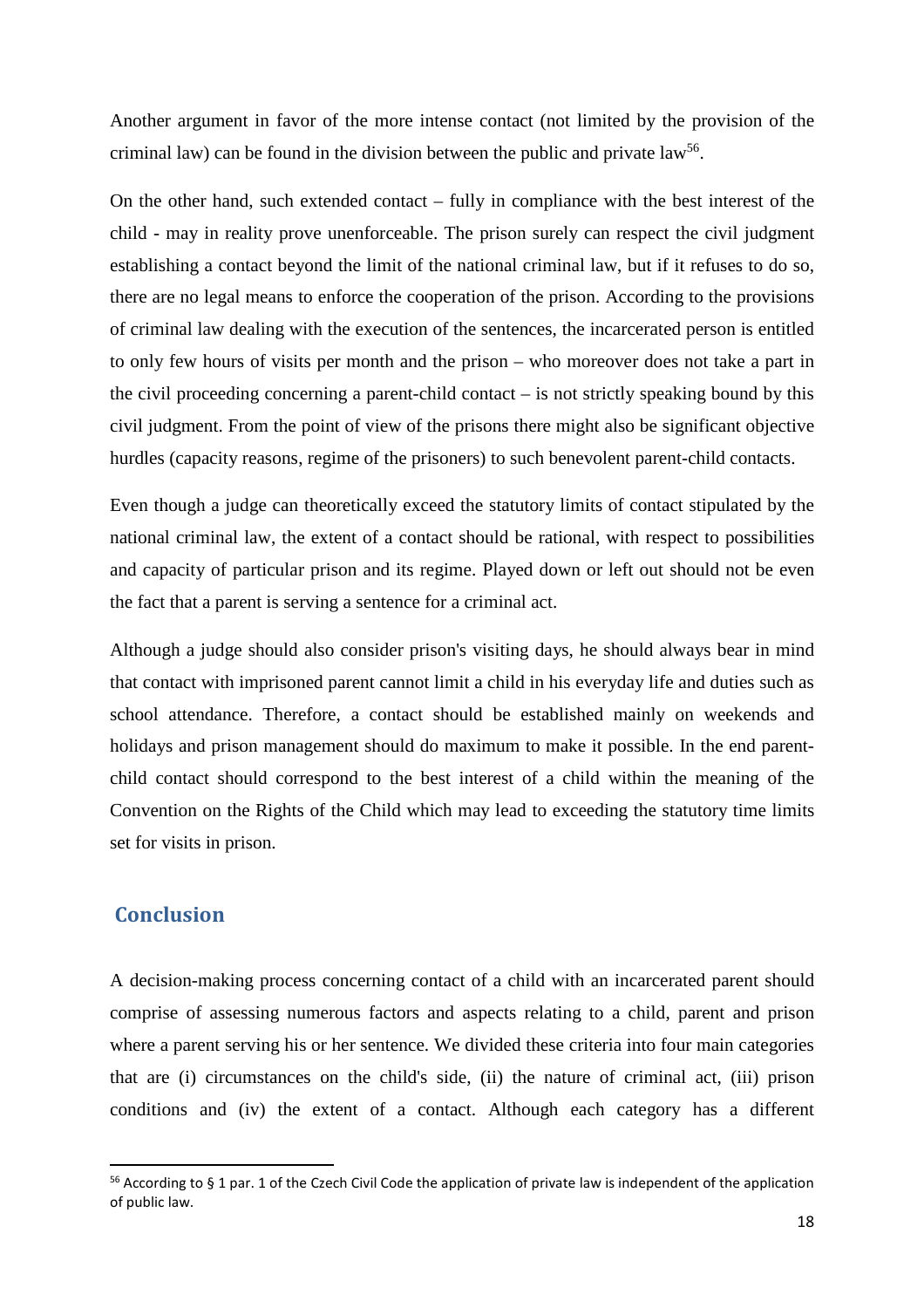Another argument in favor of the more intense contact (not limited by the provision of the criminal law) can be found in the division between the public and private law[56].

On the other hand, such extended contact – fully in compliance with the best interest of the child - may in reality prove unenforceable. The prison surely can respect the civil judgment establishing a contact beyond the limit of the national criminal law, but if it refuses to do so, there are no legal means to enforce the cooperation of the prison. According to the provisions of criminal law dealing with the execution of the sentences, the incarcerated person is entitled to only few hours of visits per month and the prison – who moreover does not take a part in the civil proceeding concerning a parent-child contact – is not strictly speaking bound by this civil judgment. From the point of view of the prisons there might also be significant objective hurdles (capacity reasons, regime of the prisoners) to such benevolent parent-child contacts.

Even though a judge can theoretically exceed the statutory limits of contact stipulated by the national criminal law, the extent of a contact should be rational, with respect to possibilities and capacity of particular prison and its regime. Played down or left out should not be even the fact that a parent is serving a sentence for a criminal act.

Although a judge should also consider prison's visiting days, he should always bear in mind that contact with imprisoned parent cannot limit a child in his everyday life and duties such as school attendance. Therefore, a contact should be established mainly on weekends and holidays and prison management should do maximum to make it possible. In the end parent-child contact should correspond to the best interest of a child within the meaning of the Convention on the Rights of the Child which may lead to exceeding the statutory time limits set for visits in prison.

## Conclusion

A decision-making process concerning contact of a child with an incarcerated parent should comprise of assessing numerous factors and aspects relating to a child, parent and prison where a parent serving his or her sentence. We divided these criteria into four main categories that are (i) circumstances on the child's side, (ii) the nature of criminal act, (iii) prison conditions and (iv) the extent of a contact. Although each category has a different

[56] According to § 1 par. 1 of the Czech Civil Code the application of private law is independent of the application of public law.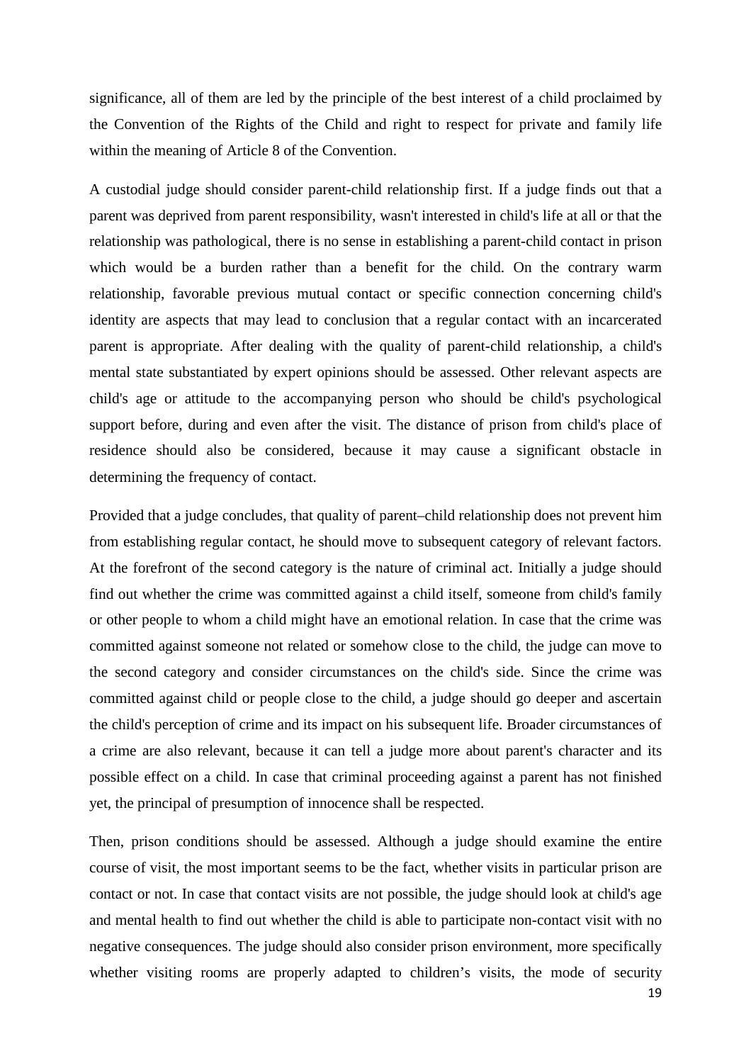significance, all of them are led by the principle of the best interest of a child proclaimed by the Convention of the Rights of the Child and right to respect for private and family life within the meaning of Article 8 of the Convention.

A custodial judge should consider parent-child relationship first. If a judge finds out that a parent was deprived from parent responsibility, wasn't interested in child's life at all or that the relationship was pathological, there is no sense in establishing a parent-child contact in prison which would be a burden rather than a benefit for the child. On the contrary warm relationship, favorable previous mutual contact or specific connection concerning child's identity are aspects that may lead to conclusion that a regular contact with an incarcerated parent is appropriate. After dealing with the quality of parent-child relationship, a child's mental state substantiated by expert opinions should be assessed. Other relevant aspects are child's age or attitude to the accompanying person who should be child's psychological support before, during and even after the visit. The distance of prison from child's place of residence should also be considered, because it may cause a significant obstacle in determining the frequency of contact.

Provided that a judge concludes, that quality of parent–child relationship does not prevent him from establishing regular contact, he should move to subsequent category of relevant factors. At the forefront of the second category is the nature of criminal act. Initially a judge should find out whether the crime was committed against a child itself, someone from child's family or other people to whom a child might have an emotional relation. In case that the crime was committed against someone not related or somehow close to the child, the judge can move to the second category and consider circumstances on the child's side. Since the crime was committed against child or people close to the child, a judge should go deeper and ascertain the child's perception of crime and its impact on his subsequent life. Broader circumstances of a crime are also relevant, because it can tell a judge more about parent's character and its possible effect on a child. In case that criminal proceeding against a parent has not finished yet, the principal of presumption of innocence shall be respected.

Then, prison conditions should be assessed. Although a judge should examine the entire course of visit, the most important seems to be the fact, whether visits in particular prison are contact or not. In case that contact visits are not possible, the judge should look at child's age and mental health to find out whether the child is able to participate non-contact visit with no negative consequences. The judge should also consider prison environment, more specifically whether visiting rooms are properly adapted to children's visits, the mode of security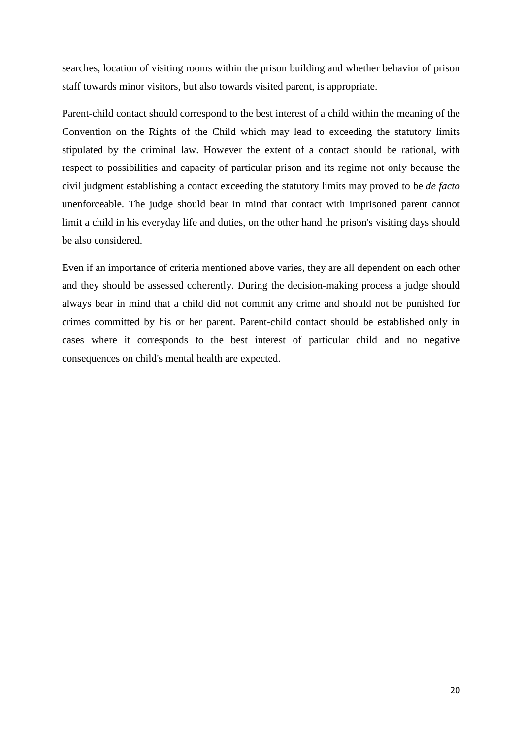searches, location of visiting rooms within the prison building and whether behavior of prison staff towards minor visitors, but also towards visited parent, is appropriate.

Parent-child contact should correspond to the best interest of a child within the meaning of the Convention on the Rights of the Child which may lead to exceeding the statutory limits stipulated by the criminal law. However the extent of a contact should be rational, with respect to possibilities and capacity of particular prison and its regime not only because the civil judgment establishing a contact exceeding the statutory limits may proved to be *de facto* unenforceable. The judge should bear in mind that contact with imprisoned parent cannot limit a child in his everyday life and duties, on the other hand the prison's visiting days should be also considered.

Even if an importance of criteria mentioned above varies, they are all dependent on each other and they should be assessed coherently. During the decision-making process a judge should always bear in mind that a child did not commit any crime and should not be punished for crimes committed by his or her parent. Parent-child contact should be established only in cases where it corresponds to the best interest of particular child and no negative consequences on child's mental health are expected.